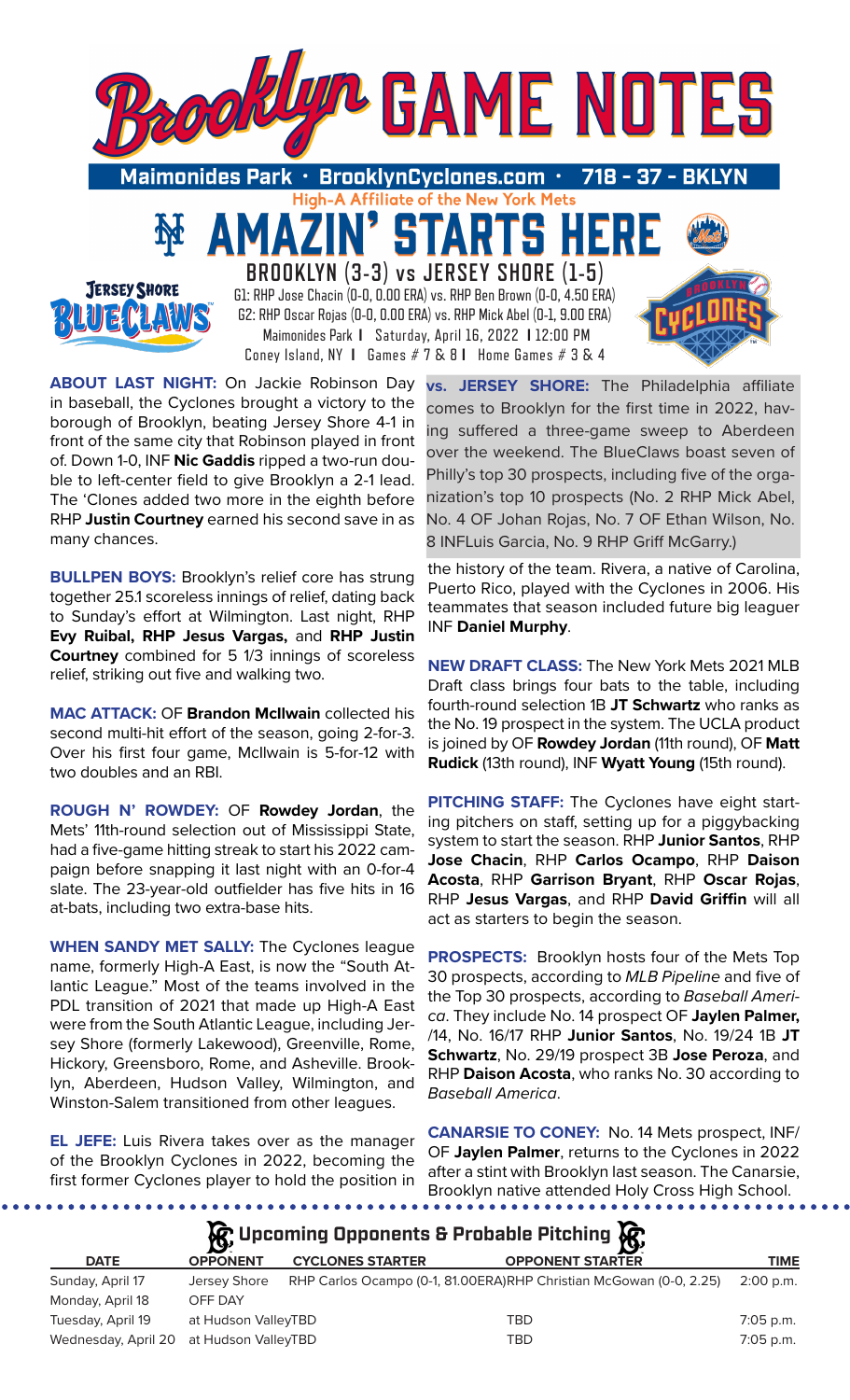# Brooklyn GAME NOTES

**Maimonides Park • BrooklynCyclones.com • 718 - 37 - BKLYN**

**High-A Affiliate of the New York Mets**

## AMAZIN' STARTS HERE

### BROOKLYN (3-3) vs JERSEY SHORE (1-5)

G1: RHP Jose Chacin (0-0, 0.00 ERA) vs. RHP Ben Brown (0-0, 4.50 ERA)
G2: RHP Oscar Rojas (0-0, 0.00 ERA) vs. RHP Mick Abel (0-1, 9.00 ERA)
Maimonides Park | Saturday, April 16, 2022 | 12:00 PM
Coney Island, NY | Games # 7 & 8 | Home Games # 3 & 4

**ABOUT LAST NIGHT:** On Jackie Robinson Day in baseball, the Cyclones brought a victory to the borough of Brooklyn, beating Jersey Shore 4-1 in front of the same city that Robinson played in front of. Down 1-0, INF **Nic Gaddis** ripped a two-run double to left-center field to give Brooklyn a 2-1 lead. The 'Clones added two more in the eighth before RHP **Justin Courtney** earned his second save in as many chances.

**BULLPEN BOYS:** Brooklyn's relief core has strung together 25.1 scoreless innings of relief, dating back to Sunday's effort at Wilmington. Last night, RHP **Evy Ruibal, RHP Jesus Vargas,** and **RHP Justin Courtney** combined for 5 1/3 innings of scoreless relief, striking out five and walking two.

**MAC ATTACK:** OF **Brandon McIlwain** collected his second multi-hit effort of the season, going 2-for-3. Over his first four game, McIlwain is 5-for-12 with two doubles and an RBI.

**ROUGH N' ROWDEY:** OF **Rowdey Jordan**, the Mets' 11th-round selection out of Mississippi State, had a five-game hitting streak to start his 2022 campaign before snapping it last night with an 0-for-4 slate. The 23-year-old outfielder has five hits in 16 at-bats, including two extra-base hits.

**WHEN SANDY MET SALLY:** The Cyclones league name, formerly High-A East, is now the "South Atlantic League." Most of the teams involved in the PDL transition of 2021 that made up High-A East were from the South Atlantic League, including Jersey Shore (formerly Lakewood), Greenville, Rome, Hickory, Greensboro, Rome, and Asheville. Brooklyn, Aberdeen, Hudson Valley, Wilmington, and Winston-Salem transitioned from other leagues.

**EL JEFE:** Luis Rivera takes over as the manager of the Brooklyn Cyclones in 2022, becoming the first former Cyclones player to hold the position in the history of the team. Rivera, a native of Carolina, Puerto Rico, played with the Cyclones in 2006. His teammates that season included future big leaguer INF **Daniel Murphy**.

**vs. JERSEY SHORE:** The Philadelphia affiliate comes to Brooklyn for the first time in 2022, having suffered a three-game sweep to Aberdeen over the weekend. The BlueClaws boast seven of Philly's top 30 prospects, including five of the organization's top 10 prospects (No. 2 RHP Mick Abel, No. 4 OF Johan Rojas, No. 7 OF Ethan Wilson, No. 8 INFLuis Garcia, No. 9 RHP Griff McGarry.)

**NEW DRAFT CLASS:** The New York Mets 2021 MLB Draft class brings four bats to the table, including fourth-round selection 1B **JT Schwartz** who ranks as the No. 19 prospect in the system. The UCLA product is joined by OF **Rowdey Jordan** (11th round), OF **Matt Rudick** (13th round), INF **Wyatt Young** (15th round).

**PITCHING STAFF:** The Cyclones have eight starting pitchers on staff, setting up for a piggybacking system to start the season. RHP **Junior Santos**, RHP **Jose Chacin**, RHP **Carlos Ocampo**, RHP **Daison Acosta**, RHP **Garrison Bryant**, RHP **Oscar Rojas**, RHP **Jesus Vargas**, and RHP **David Griffin** will all act as starters to begin the season.

**PROSPECTS:** Brooklyn hosts four of the Mets Top 30 prospects, according to *MLB Pipeline* and five of the Top 30 prospects, according to *Baseball America*. They include No. 14 prospect OF **Jaylen Palmer,** /14, No. 16/17 RHP **Junior Santos**, No. 19/24 1B **JT Schwartz**, No. 29/19 prospect 3B **Jose Peroza**, and RHP **Daison Acosta**, who ranks No. 30 according to *Baseball America*.

**CANARSIE TO CONEY:** No. 14 Mets prospect, INF/OF **Jaylen Palmer**, returns to the Cyclones in 2022 after a stint with Brooklyn last season. The Canarsie, Brooklyn native attended Holy Cross High School.

## Upcoming Opponents & Probable Pitching

| DATE | OPPONENT | CYCLONES STARTER | OPPONENT STARTER | TIME |
|---|---|---|---|---|
| Sunday, April 17 | Jersey Shore | RHP Carlos Ocampo (0-1, 81.00ERA) | RHP Christian McGowan (0-0, 2.25) | 2:00 p.m. |
| Monday, April 18 | OFF DAY | | | |
| Tuesday, April 19 | at Hudson Valley | TBD | TBD | 7:05 p.m. |
| Wednesday, April 20 | at Hudson Valley | TBD | TBD | 7:05 p.m. |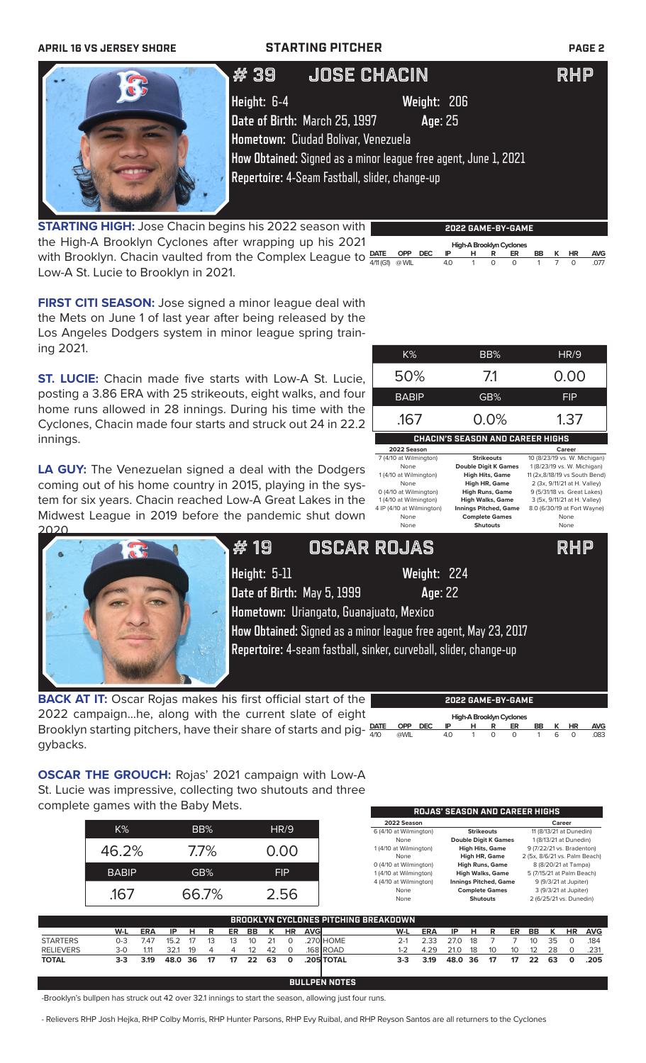**APRIL 16 VS JERSEY SHORE** — **STARTING PITCHER**

# #39 JOSE CHACIN — RHP

**Height:** 6-4 **Weight:** 206
**Date of Birth:** March 25, 1997 **Age:** 25
**Hometown:** Ciudad Bolivar, Venezuela
**How Obtained:** Signed as a minor league free agent, June 1, 2021
**Repertoire:** 4-Seam Fastball, slider, change-up

**STARTING HIGH:** Jose Chacin begins his 2022 season with the High-A Brooklyn Cyclones after wrapping up his 2021 with Brooklyn. Chacin vaulted from the Complex League to Low-A St. Lucie to Brooklyn in 2021.

**FIRST CITI SEASON:** Jose signed a minor league deal with the Mets on June 1 of last year after being released by the Los Angeles Dodgers system in minor league spring training 2021.

**ST. LUCIE:** Chacin made five starts with Low-A St. Lucie, posting a 3.86 ERA with 25 strikeouts, eight walks, and four home runs allowed in 28 innings. During his time with the Cyclones, Chacin made four starts and struck out 24 in 22.2 innings.

**LA GUY:** The Venezuelan signed a deal with the Dodgers coming out of his home country in 2015, playing in the system for six years. Chacin reached Low-A Great Lakes in the Midwest League in 2019 before the pandemic shut down 2020.

**2022 GAME-BY-GAME**

High-A Brooklyn Cyclones

| DATE | OPP | DEC | IP | H | R | ER | BB | K | HR | AVG |
|---|---|---|---|---|---|---|---|---|---|---|
| 4/11 (G1) | @ WIL | | 4.0 | 1 | 0 | 0 | 1 | 7 | 0 | .077 |

| K% | BB% | HR/9 |
|---|---|---|
| 50% | 7.1 | 0.00 |
| **BABIP** | **GB%** | **FIP** |
| .167 | 0.0% | 1.37 |

**CHACIN'S SEASON AND CAREER HIGHS**

| 2022 Season | | Career |
|---|---|---|
| 7 (4/10 at Wilmington) | Strikeouts | 10 (8/23/19 vs. W. Michigan) |
| None | Double Digit K Games | 1 (8/23/19 vs. W. Michigan) |
| 1 (4/10 at Wilmington) | High Hits, Game | 11 (2x,8/18/19 vs South Bend) |
| None | High HR, Game | 2 (3x, 9/11/21 at H. Valley) |
| 0 (4/10 at Wilmington) | High Runs, Game | 9 (5/31/18 vs. Great Lakes) |
| 1 (4/10 at Wilmington) | High Walks, Game | 3 (5x, 9/11/21 at H. Valley) |
| 4 IP (4/10 at Wilmington) | Innings Pitched, Game | 8.0 (6/30/19 at Fort Wayne) |
| None | Complete Games | None |
| None | Shutouts | None |

# #19 OSCAR ROJAS — RHP

**Height:** 5-11 **Weight:** 224
**Date of Birth:** May 5, 1999 **Age:** 22
**Hometown:** Uriangato, Guanajuato, Mexico
**How Obtained:** Signed as a minor league free agent, May 23, 2017
**Repertoire:** 4-seam fastball, sinker, curveball, slider, change-up

**BACK AT IT:** Oscar Rojas makes his first official start of the 2022 campaign...he, along with the current slate of eight Brooklyn starting pitchers, have their share of starts and piggybacks.

**OSCAR THE GROUCH:** Rojas' 2021 campaign with Low-A St. Lucie was impressive, collecting two shutouts and three complete games with the Baby Mets.

**2022 GAME-BY-GAME**

High-A Brooklyn Cyclones

| DATE | OPP | DEC | IP | H | R | ER | BB | K | HR | AVG |
|---|---|---|---|---|---|---|---|---|---|---|
| 4/10 | @WIL | | 4.0 | 1 | 0 | 0 | 1 | 6 | 0 | .083 |

| K% | BB% | HR/9 |
|---|---|---|
| 46.2% | 7.7% | 0.00 |
| **BABIP** | **GB%** | **FIP** |
| .167 | 66.7% | 2.56 |

**ROJAS' SEASON AND CAREER HIGHS**

| 2022 Season | | Career |
|---|---|---|
| 6 (4/10 at Wilmington) | Strikeouts | 11 (8/13/21 at Dunedin) |
| None | Double Digit K Games | 1 (8/13/21 at Dunedin) |
| 1 (4/10 at Wilmington) | High Hits, Game | 9 (7/22/21 vs. Bradenton) |
| None | High HR, Game | 2 (5x, 8/6/21 vs. Palm Beach) |
| 0 (4/10 at Wilmington) | High Runs, Game | 8 (8/20/21 at Tampa) |
| 1 (4/10 at Wilmington) | High Walks, Game | 5 (7/15/21 at Palm Beach) |
| 4 (4/10 at Wilmington) | Innings Pitched, Game | 9 (9/3/21 at Jupiter) |
| None | Complete Games | 3 (9/3/21 at Jupiter) |
| None | Shutouts | 2 (6/25/21 vs. Dunedin) |

**BROOKLYN CYCLONES PITCHING BREAKDOWN**

| | W-L | ERA | IP | H | R | ER | BB | K | HR | AVG | | W-L | ERA | IP | H | R | ER | BB | K | HR | AVG |
|---|---|---|---|---|---|---|---|---|---|---|---|---|---|---|---|---|---|---|---|---|---|
| STARTERS | 0-3 | 7.47 | 15.2 | 17 | 13 | 13 | 10 | 21 | 0 | .270 | HOME | 2-1 | 2.33 | 27.0 | 18 | 7 | 7 | 10 | 35 | 0 | .184 |
| RELIEVERS | 3-0 | 1.11 | 32.1 | 19 | 4 | 4 | 12 | 42 | 0 | .168 | ROAD | 1-2 | 4.29 | 21.0 | 18 | 10 | 10 | 12 | 28 | 0 | .231 |
| **TOTAL** | **3-3** | **3.19** | **48.0** | **36** | **17** | **17** | **22** | **63** | **0** | **.205** | **TOTAL** | **3-3** | **3.19** | **48.0** | **36** | **17** | **17** | **22** | **63** | **0** | **.205** |

**BULLPEN NOTES**

-Brooklyn's bullpen has struck out 42 over 32.1 innings to start the season, allowing just four runs.

- Relievers RHP Josh Hejka, RHP Colby Morris, RHP Hunter Parsons, RHP Evy Ruibal, and RHP Reyson Santos are all returners to the Cyclones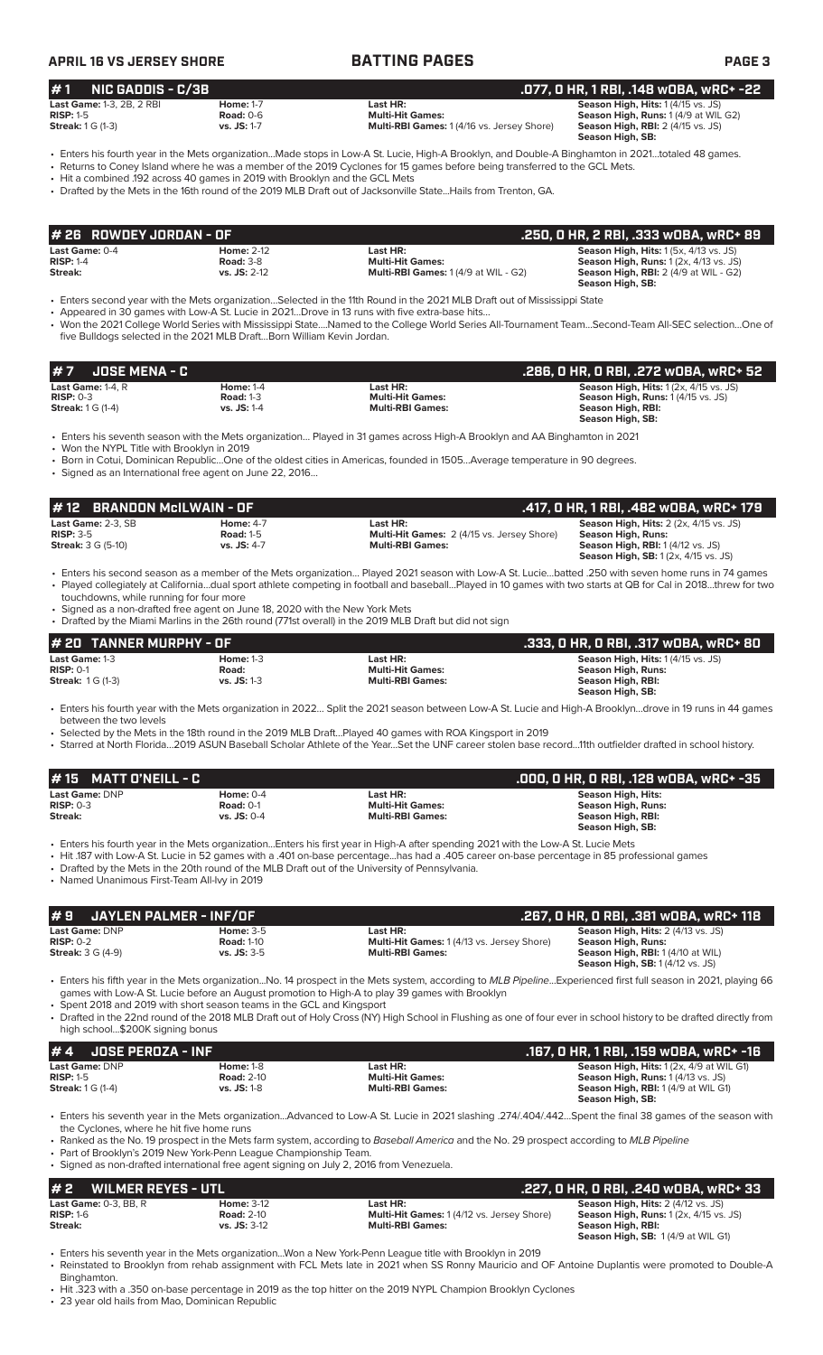## APRIL 16 VS JERSEY SHORE — BATTING PAGES

### #1 NIC GADDIS - C/3B — .077, 0 HR, 1 RBI, .148 wOBA, wRC+ -22

| | | | |
|---|---|---|---|
| **Last Game:** 1-3, 2B, 2 RBI | **Home:** 1-7 | **Last HR:** | **Season High, Hits:** 1 (4/15 vs. JS) |
| **RISP:** 1-5 | **Road:** 0-6 | **Multi-Hit Games:** | **Season High, Runs:** 1 (4/9 at WIL G2) |
| **Streak:** 1 G (1-3) | **vs. JS:** 1-7 | **Multi-RBI Games:** 1 (4/16 vs. Jersey Shore) | **Season High, RBI:** 2 (4/15 vs. JS) |
| | | | **Season High, SB:** |

- Enters his fourth year in the Mets organization...Made stops in Low-A St. Lucie, High-A Brooklyn, and Double-A Binghamton in 2021...totaled 48 games.
- Returns to Coney Island where he was a member of the 2019 Cyclones for 15 games before being transferred to the GCL Mets.
- Hit a combined .192 across 40 games in 2019 with Brooklyn and the GCL Mets
- Drafted by the Mets in the 16th round of the 2019 MLB Draft out of Jacksonville State...Hails from Trenton, GA.

### # 26 ROWDEY JORDAN - OF — .250, 0 HR, 2 RBI, .333 wOBA, wRC+ 89

| | | | |
|---|---|---|---|
| **Last Game:** 0-4 | **Home:** 2-12 | **Last HR:** | **Season High, Hits:** 1 (5x, 4/13 vs. JS) |
| **RISP:** 1-4 | **Road:** 3-8 | **Multi-Hit Games:** | **Season High, Runs:** 1 (2x, 4/13 vs. JS) |
| **Streak:** | **vs. JS:** 2-12 | **Multi-RBI Games:** 1 (4/9 at WIL - G2) | **Season High, RBI:** 2 (4/9 at WIL - G2) |
| | | | **Season High, SB:** |

- Enters second year with the Mets organization...Selected in the 11th Round in the 2021 MLB Draft out of Mississippi State
- Appeared in 30 games with Low-A St. Lucie in 2021...Drove in 13 runs with five extra-base hits...
- Won the 2021 College World Series with Mississippi State....Named to the College World Series All-Tournament Team...Second-Team All-SEC selection...One of five Bulldogs selected in the 2021 MLB Draft...Born William Kevin Jordan.

### # 7 JOSE MENA - C — .286, 0 HR, 0 RBI, .272 wOBA, wRC+ 52

| | | | |
|---|---|---|---|
| **Last Game:** 1-4, R | **Home:** 1-4 | **Last HR:** | **Season High, Hits:** 1 (2x, 4/15 vs. JS) |
| **RISP:** 0-3 | **Road:** 1-3 | **Multi-Hit Games:** | **Season High, Runs:** 1 (4/15 vs. JS) |
| **Streak:** 1 G (1-4) | **vs. JS:** 1-4 | **Multi-RBI Games:** | **Season High, RBI:** |
| | | | **Season High, SB:** |

- Enters his seventh season with the Mets organization... Played in 31 games across High-A Brooklyn and AA Binghamton in 2021
- Won the NYPL Title with Brooklyn in 2019
- Born in Cotui, Dominican Republic...One of the oldest cities in Americas, founded in 1505...Average temperature in 90 degrees.
- Signed as an International free agent on June 22, 2016...

### # 12 BRANDON McILWAIN - OF — .417, 0 HR, 1 RBI, .482 wOBA, wRC+ 179

| | | | |
|---|---|---|---|
| **Last Game:** 2-3, SB | **Home:** 4-7 | **Last HR:** | **Season High, Hits:** 2 (2x, 4/15 vs. JS) |
| **RISP:** 3-5 | **Road:** 1-5 | **Multi-Hit Games:** 2 (4/15 vs. Jersey Shore) | **Season High, Runs:** |
| **Streak:** 3 G (5-10) | **vs. JS:** 4-7 | **Multi-RBI Games:** | **Season High, RBI:** 1 (4/12 vs. JS) |
| | | | **Season High, SB:** 1 (2x, 4/15 vs. JS) |

- Enters his second season as a member of the Mets organization... Played 2021 season with Low-A St. Lucie...batted .250 with seven home runs in 74 games
- Played collegiately at California...dual sport athlete competing in football and baseball...Played in 10 games with two starts at QB for Cal in 2018...threw for two touchdowns, while running for four more
- Signed as a non-drafted free agent on June 18, 2020 with the New York Mets
- Drafted by the Miami Marlins in the 26th round (771st overall) in the 2019 MLB Draft but did not sign

### # 20 TANNER MURPHY - OF — .333, 0 HR, 0 RBI, .317 wOBA, wRC+ 80

| | | | |
|---|---|---|---|
| **Last Game:** 1-3 | **Home:** 1-3 | **Last HR:** | **Season High, Hits:** 1 (4/15 vs. JS) |
| **RISP:** 0-1 | **Road:** | **Multi-Hit Games:** | **Season High, Runs:** |
| **Streak:** 1 G (1-3) | **vs. JS:** 1-3 | **Multi-RBI Games:** | **Season High, RBI:** |
| | | | **Season High, SB:** |

- Enters his fourth year with the Mets organization in 2022... Split the 2021 season between Low-A St. Lucie and High-A Brooklyn...drove in 19 runs in 44 games between the two levels
- Selected by the Mets in the 18th round in the 2019 MLB Draft...Played 40 games with ROA Kingsport in 2019
- Starred at North Florida...2019 ASUN Baseball Scholar Athlete of the Year...Set the UNF career stolen base record...11th outfielder drafted in school history.

### # 15 MATT O'NEILL - C — .000, 0 HR, 0 RBI, .128 wOBA, wRC+ -35

| | | | |
|---|---|---|---|
| **Last Game:** DNP | **Home:** 0-4 | **Last HR:** | **Season High, Hits:** |
| **RISP:** 0-3 | **Road:** 0-1 | **Multi-Hit Games:** | **Season High, Runs:** |
| **Streak:** | **vs. JS:** 0-4 | **Multi-RBI Games:** | **Season High, RBI:** |
| | | | **Season High, SB:** |

- Enters his fourth year in the Mets organization...Enters his first year in High-A after spending 2021 with the Low-A St. Lucie Mets
- Hit .187 with Low-A St. Lucie in 52 games with a .401 on-base percentage...has had a .405 career on-base percentage in 85 professional games
- Drafted by the Mets in the 20th round of the MLB Draft out of the University of Pennsylvania.
- Named Unanimous First-Team All-Ivy in 2019

### # 9 JAYLEN PALMER - INF/OF — .267, 0 HR, 0 RBI, .381 wOBA, wRC+ 118

| | | | |
|---|---|---|---|
| **Last Game:** DNP | **Home:** 3-5 | **Last HR:** | **Season High, Hits:** 2 (4/13 vs. JS) |
| **RISP:** 0-2 | **Road:** 1-10 | **Multi-Hit Games:** 1 (4/13 vs. Jersey Shore) | **Season High, Runs:** |
| **Streak:** 3 G (4-9) | **vs. JS:** 3-5 | **Multi-RBI Games:** | **Season High, RBI:** 1 (4/10 at WIL) |
| | | | **Season High, SB:** 1 (4/12 vs. JS) |

- Enters his fifth year in the Mets organization...No. 14 prospect in the Mets system, according to *MLB Pipeline*...Experienced first full season in 2021, playing 66 games with Low-A St. Lucie before an August promotion to High-A to play 39 games with Brooklyn
- Spent 2018 and 2019 with short season teams in the GCL and Kingsport
- Drafted in the 22nd round of the 2018 MLB Draft out of Holy Cross (NY) High School in Flushing as one of four ever in school history to be drafted directly from high school...$200K signing bonus

### # 4 JOSE PEROZA - INF — .167, 0 HR, 1 RBI, .159 wOBA, wRC+ -16

| | | | |
|---|---|---|---|
| **Last Game:** DNP | **Home:** 1-8 | **Last HR:** | **Season High, Hits:** 1 (2x, 4/9 at WIL G1) |
| **RISP:** 1-5 | **Road:** 2-10 | **Multi-Hit Games:** | **Season High, Runs:** 1 (4/13 vs. JS) |
| **Streak:** 1 G (1-4) | **vs. JS:** 1-8 | **Multi-RBI Games:** | **Season High, RBI:** 1 (4/9 at WIL G1) |
| | | | **Season High, SB:** |

- Enters his seventh year in the Mets organization...Advanced to Low-A St. Lucie in 2021 slashing .274/.404/.442...Spent the final 38 games of the season with the Cyclones, where he hit five home runs
- Ranked as the No. 19 prospect in the Mets farm system, according to *Baseball America* and the No. 29 prospect according to *MLB Pipeline*
- Part of Brooklyn's 2019 New York-Penn League Championship Team.
- Signed as non-drafted international free agent signing on July 2, 2016 from Venezuela.

### # 2 WILMER REYES - UTL — .227, 0 HR, 0 RBI, .240 wOBA, wRC+ 33

| | | | |
|---|---|---|---|
| **Last Game:** 0-3, BB, R | **Home:** 3-12 | **Last HR:** | **Season High, Hits:** 2 (4/12 vs. JS) |
| **RISP:** 1-6 | **Road:** 2-10 | **Multi-Hit Games:** 1 (4/12 vs. Jersey Shore) | **Season High, Runs:** 1 (2x, 4/15 vs. JS) |
| **Streak:** | **vs. JS:** 3-12 | **Multi-RBI Games:** | **Season High, RBI:** |
| | | | **Season High, SB:** 1 (4/9 at WIL G1) |

- Enters his seventh year in the Mets organization...Won a New York-Penn League title with Brooklyn in 2019
- Reinstated to Brooklyn from rehab assignment with FCL Mets late in 2021 when SS Ronny Mauricio and OF Antoine Duplantis were promoted to Double-A Binghamton.
- Hit .323 with a .350 on-base percentage in 2019 as the top hitter on the 2019 NYPL Champion Brooklyn Cyclones
- 23 year old hails from Mao, Dominican Republic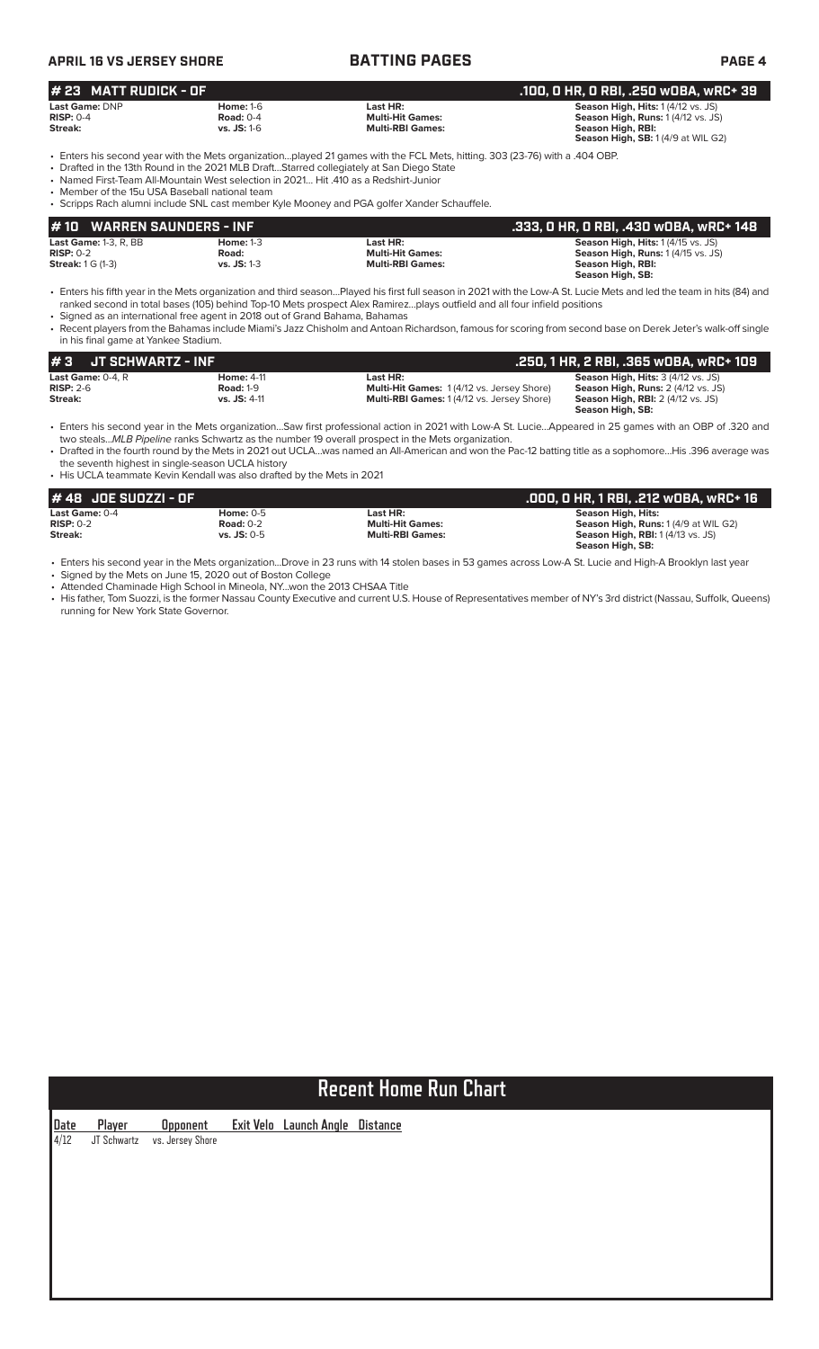## # 23 MATT RUDICK - OF

**.100, 0 HR, 0 RBI, .250 wOBA, wRC+ 39**

| | | | |
|---|---|---|---|
| **Last Game:** DNP | **Home:** 1-6 | **Last HR:** | **Season High, Hits:** 1 (4/12 vs. JS) |
| **RISP:** 0-4 | **Road:** 0-4 | **Multi-Hit Games:** | **Season High, Runs:** 1 (4/12 vs. JS) |
| **Streak:** | **vs. JS:** 1-6 | **Multi-RBI Games:** | **Season High, RBI:** |
| | | | **Season High, SB:** 1 (4/9 at WIL G2) |

- Enters his second year with the Mets organization...played 21 games with the FCL Mets, hitting. 303 (23-76) with a .404 OBP.
- Drafted in the 13th Round in the 2021 MLB Draft...Starred collegiately at San Diego State
- Named First-Team All-Mountain West selection in 2021... Hit .410 as a Redshirt-Junior
- Member of the 15u USA Baseball national team
- Scripps Rach alumni include SNL cast member Kyle Mooney and PGA golfer Xander Schauffele.

## # 10 WARREN SAUNDERS - INF

**.333, 0 HR, 0 RBI, .430 wOBA, wRC+ 148**

| | | | |
|---|---|---|---|
| **Last Game:** 1-3, R, BB | **Home:** 1-3 | **Last HR:** | **Season High, Hits:** 1 (4/15 vs. JS) |
| **RISP:** 0-2 | **Road:** | **Multi-Hit Games:** | **Season High, Runs:** 1 (4/15 vs. JS) |
| **Streak:** 1 G (1-3) | **vs. JS:** 1-3 | **Multi-RBI Games:** | **Season High, RBI:** |
| | | | **Season High, SB:** |

- Enters his fifth year in the Mets organization and third season...Played his first full season in 2021 with the Low-A St. Lucie Mets and led the team in hits (84) and ranked second in total bases (105) behind Top-10 Mets prospect Alex Ramirez...plays outfield and all four infield positions
- Signed as an international free agent in 2018 out of Grand Bahama, Bahamas
- Recent players from the Bahamas include Miami's Jazz Chisholm and Antoan Richardson, famous for scoring from second base on Derek Jeter's walk-off single in his final game at Yankee Stadium.

## # 3 JT SCHWARTZ - INF

**.250, 1 HR, 2 RBI, .365 wOBA, wRC+ 109**

| | | | |
|---|---|---|---|
| **Last Game:** 0-4, R | **Home:** 4-11 | **Last HR:** | **Season High, Hits:** 3 (4/12 vs. JS) |
| **RISP:** 2-6 | **Road:** 1-9 | **Multi-Hit Games:** 1 (4/12 vs. Jersey Shore) | **Season High, Runs:** 2 (4/12 vs. JS) |
| **Streak:** | **vs. JS:** 4-11 | **Multi-RBI Games:** 1 (4/12 vs. Jersey Shore) | **Season High, RBI:** 2 (4/12 vs. JS) |
| | | | **Season High, SB:** |

- Enters his second year in the Mets organization...Saw first professional action in 2021 with Low-A St. Lucie...Appeared in 25 games with an OBP of .320 and two steals...*MLB Pipeline* ranks Schwartz as the number 19 overall prospect in the Mets organization.
- Drafted in the fourth round by the Mets in 2021 out UCLA...was named an All-American and won the Pac-12 batting title as a sophomore...His .396 average was the seventh highest in single-season UCLA history
- His UCLA teammate Kevin Kendall was also drafted by the Mets in 2021

## # 48 JOE SUOZZI - OF

**.000, 0 HR, 1 RBI, .212 wOBA, wRC+ 16**

| | | | |
|---|---|---|---|
| **Last Game:** 0-4 | **Home:** 0-5 | **Last HR:** | **Season High, Hits:** |
| **RISP:** 0-2 | **Road:** 0-2 | **Multi-Hit Games:** | **Season High, Runs:** 1 (4/9 at WIL G2) |
| **Streak:** | **vs. JS:** 0-5 | **Multi-RBI Games:** | **Season High, RBI:** 1 (4/13 vs. JS) |
| | | | **Season High, SB:** |

- Enters his second year in the Mets organization...Drove in 23 runs with 14 stolen bases in 53 games across Low-A St. Lucie and High-A Brooklyn last year
- Signed by the Mets on June 15, 2020 out of Boston College
- Attended Chaminade High School in Mineola, NY...won the 2013 CHSAA Title
- His father, Tom Suozzi, is the former Nassau County Executive and current U.S. House of Representatives member of NY's 3rd district (Nassau, Suffolk, Queens) running for New York State Governor.

## Recent Home Run Chart

| Date | Player | Opponent | Exit Velo | Launch Angle | Distance |
|---|---|---|---|---|---|
| 4/12 | JT Schwartz | vs. Jersey Shore | | | |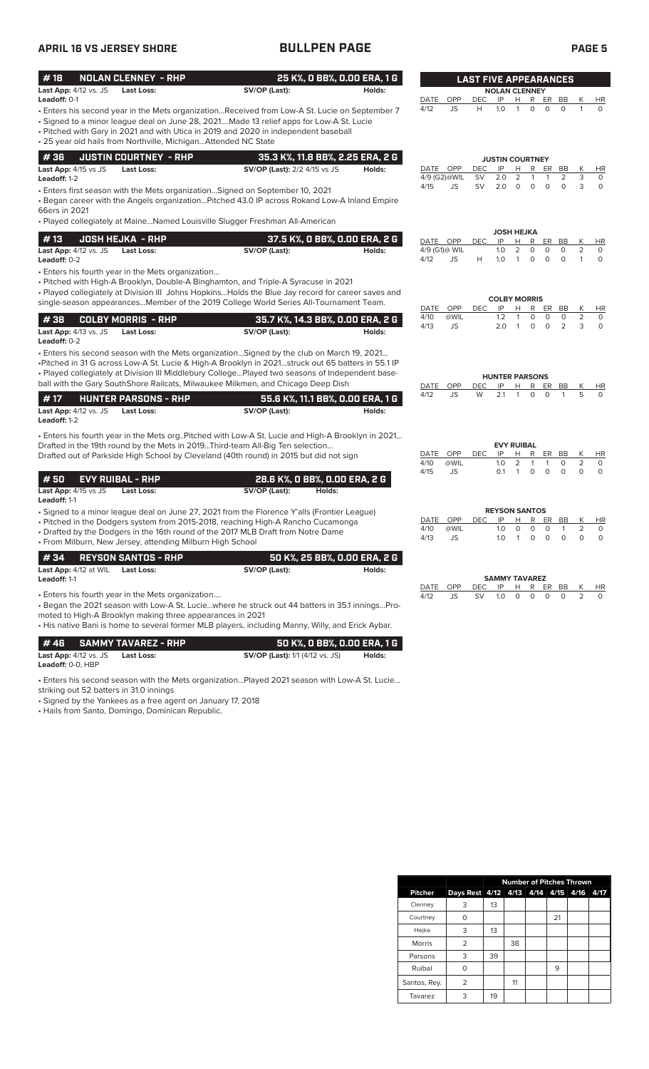## BULLPEN PAGE

APRIL 16 VS JERSEY SHORE

### # 18 NOLAN CLENNEY - RHP — 25 K%, 0 BB%, 0.00 ERA, 1 G

**Last App:** 4/12 vs. JS **Last Loss:** **SV/OP (Last):** **Holds:**
**Leadoff:** 0-1

• Enters his second year in the Mets organization...Received from Low-A St. Lucie on September 7
• Signed to a minor league deal on June 28, 2021....Made 13 relief apps for Low-A St. Lucie
• Pitched with Gary in 2021 and with Utica in 2019 and 2020 in independent baseball
• 25 year old hails from Northville, Michigan...Attended NC State

### # 36 JUSTIN COURTNEY - RHP — 35.3 K%, 11.8 BB%, 2.25 ERA, 2 G

**Last App:** 4/15 vs JS **Last Loss:** **SV/OP (Last):** 2/2 4/15 vs JS **Holds:**
**Leadoff:** 1-2

• Enters first season with the Mets organization...Signed on September 10, 2021
• Began career with the Angels organization...Pitched 43.0 IP across Rokand Low-A Inland Empire 66ers in 2021
• Played collegiately at Maine...Named Louisville Slugger Freshman All-American

### # 13 JOSH HEJKA - RHP — 37.5 K%, 0 BB%, 0.00 ERA, 2 G

**Last App:** 4/12 vs. JS **Last Loss:** **SV/OP (Last):** **Holds:**
**Leadoff:** 0-2

• Enters his fourth year in the Mets organization...
• Pitched with High-A Brooklyn, Double-A Binghamton, and Triple-A Syracuse in 2021
• Played collegiately at Division III Johns Hopkins...Holds the Blue Jay record for career saves and single-season appearances...Member of the 2019 College World Series All-Tournament Team.

### # 38 COLBY MORRIS - RHP — 35.7 K%, 14.3 BB%, 0.00 ERA, 2 G

**Last App:** 4/13 vs. JS **Last Loss:** **SV/OP (Last):** **Holds:**
**Leadoff:** 0-2

• Enters his second season with the Mets organization...Signed by the club on March 19, 2021...
•Pitched in 31 G across Low-A St. Lucie & High-A Brooklyn in 2021...struck out 65 batters in 55.1 IP
• Played collegiately at Division III Middlebury College...Played two seasons of Independent baseball with the Gary SouthShore Railcats, Milwaukee Milkmen, and Chicago Deep Dish

### # 17 HUNTER PARSONS - RHP — 55.6 K%, 11.1 BB%, 0.00 ERA, 1 G

**Last App:** 4/12 vs. JS **Last Loss:** **SV/OP (Last):** **Holds:**
**Leadoff:** 1-2

• Enters his fourth year in the Mets org..Pitched with Low-A St. Lucie and High-A Brooklyn in 2021...
Drafted in the 19th round by the Mets in 2019...Third-team All-Big Ten selection...
Drafted out of Parkside High School by Cleveland (40th round) in 2015 but did not sign

### # 50 EVY RUIBAL - RHP — 28.6 K%, 0 BB%, 0.00 ERA, 2 G

**Last App:** 4/15 vs JS **Last Loss:** **SV/OP (Last):** **Holds:**
**Leadoff:** 1-1

• Signed to a minor league deal on June 27, 2021 from the Florence Y'alls (Frontier League)
• Pitched in the Dodgers system from 2015-2018, reaching High-A Rancho Cucamonga
• Drafted by the Dodgers in the 16th round of the 2017 MLB Draft from Notre Dame
• From Milburn, New Jersey, attending Milburn High School

### # 34 REYSON SANTOS - RHP — 50 K%, 25 BB%, 0.00 ERA, 2 G

**Last App:** 4/12 at WIL **Last Loss:** **SV/OP (Last):** **Holds:**
**Leadoff:** 1-1

• Enters his fourth year in the Mets organization....
• Began the 2021 season with Low-A St. Lucie...where he struck out 44 batters in 35.1 innings...Promoted to High-A Brooklyn making three appearances in 2021
• His native Bani is home to several former MLB players, including Manny, Willy, and Erick Aybar.

### # 46 SAMMY TAVAREZ - RHP — 50 K%, 0 BB%, 0.00 ERA, 1 G

**Last App:** 4/12 vs. JS **Last Loss:** **SV/OP (Last):** 1/1 (4/12 vs. JS) **Holds:**
**Leadoff:** 0-0, HBP

• Enters his second season with the Mets organization...Played 2021 season with Low-A St. Lucie... striking out 52 batters in 31.0 innings
• Signed by the Yankees as a free agent on January 17, 2018
• Hails from Santo, Domingo, Dominican Republic.

## LAST FIVE APPEARANCES

**NOLAN CLENNEY**

| DATE | OPP | DEC | IP | H | R | ER | BB | K | HR |
|---|---|---|---|---|---|---|---|---|---|
| 4/12 | JS | H | 1.0 | 1 | 0 | 0 | 0 | 1 | 0 |

**JUSTIN COURTNEY**

| DATE | OPP | DEC | IP | H | R | ER | BB | K | HR |
|---|---|---|---|---|---|---|---|---|---|
| 4/9 (G2) | @WIL | SV | 2.0 | 2 | 1 | 1 | 2 | 3 | 0 |
| 4/15 | JS | SV | 2.0 | 0 | 0 | 0 | 0 | 3 | 0 |

**JOSH HEJKA**

| DATE | OPP | DEC | IP | H | R | ER | BB | K | HR |
|---|---|---|---|---|---|---|---|---|---|
| 4/9 (G1) | @ WIL | | 1.0 | 2 | 0 | 0 | 0 | 2 | 0 |
| 4/12 | JS | H | 1.0 | 1 | 0 | 0 | 0 | 1 | 0 |

**COLBY MORRIS**

| DATE | OPP | DEC | IP | H | R | ER | BB | K | HR |
|---|---|---|---|---|---|---|---|---|---|
| 4/10 | @WIL | | 1.2 | 1 | 0 | 0 | 0 | 2 | 0 |
| 4/13 | JS | | 2.0 | 1 | 0 | 0 | 2 | 3 | 0 |

**HUNTER PARSONS**

| DATE | OPP | DEC | IP | H | R | ER | BB | K | HR |
|---|---|---|---|---|---|---|---|---|---|
| 4/12 | JS | W | 2.1 | 1 | 0 | 0 | 1 | 5 | 0 |

**EVY RUIBAL**

| DATE | OPP | DEC | IP | H | R | ER | BB | K | HR |
|---|---|---|---|---|---|---|---|---|---|
| 4/10 | @WIL | | 1.0 | 2 | 1 | 1 | 0 | 2 | 0 |
| 4/15 | JS | | 0.1 | 1 | 0 | 0 | 0 | 0 | 0 |

**REYSON SANTOS**

| DATE | OPP | DEC | IP | H | R | ER | BB | K | HR |
|---|---|---|---|---|---|---|---|---|---|
| 4/10 | @WIL | | 1.0 | 0 | 0 | 0 | 1 | 2 | 0 |
| 4/13 | JS | | 1.0 | 1 | 0 | 0 | 0 | 0 | 0 |

**SAMMY TAVAREZ**

| DATE | OPP | DEC | IP | H | R | ER | BB | K | HR |
|---|---|---|---|---|---|---|---|---|---|
| 4/12 | JS | SV | 1.0 | 0 | 0 | 0 | 0 | 2 | 0 |

| | | Number of Pitches Thrown | | | | | |
|---|---|---|---|---|---|---|---|
| **Pitcher** | **Days Rest** | **4/12** | **4/13** | **4/14** | **4/15** | **4/16** | **4/17** |
| Clenney | 3 | 13 | | | | | |
| Courtney | 0 | | | | 21 | | |
| Hejka | 3 | 13 | | | | | |
| Morris | 2 | | 38 | | | | |
| Parsons | 3 | 39 | | | | | |
| Ruibal | 0 | | | | 9 | | |
| Santos, Rey. | 2 | | 11 | | | | |
| Tavarez | 3 | 19 | | | | | |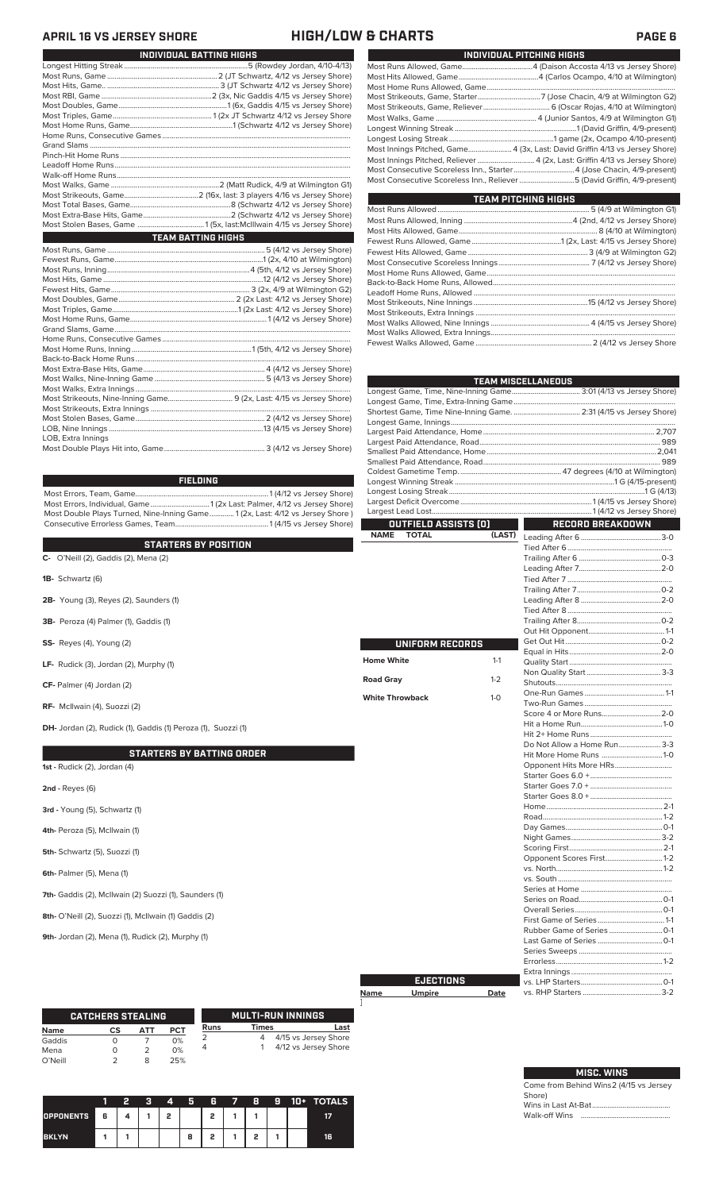# APRIL 16 VS JERSEY SHORE — HIGH/LOW & CHARTS

## INDIVIDUAL BATTING HIGHS

| | |
|---|---|
| Longest Hitting Streak | 5 (Rowdey Jordan, 4/10-4/13) |
| Most Runs, Game | 2 (JT Schwartz, 4/12 vs Jersey Shore) |
| Most Hits, Game | 3 (JT Schwartz, 4/12 vs Jersey Shore) |
| Most RBI, Game | 2 (3x, Nic Gaddis 4/15 vs Jersey Shore) |
| Most Doubles, Game | 1 (6x, Gaddis 4/15 vs Jersey Shore) |
| Most Triples, Game | 1 (2x JT Schwartz 4/12 vs Jersey Shore |
| Most Home Runs, Game | 1 (Schwartz 4/12 vs Jersey Shore) |
| Home Runs, Consecutive Games | |
| Grand Slams | |
| Pinch-Hit Home Runs | |
| Leadoff Home Runs | |
| Walk-off Home Runs | |
| Most Walks, Game | 2 (Matt Rudick, 4/9 at Wilmington G1) |
| Most Strikeouts, Game | 2 (16x, last: 3 players 4/16 vs Jersey Shore) |
| Most Total Bases, Game | 8 (Schwartz 4/12 vs Jersey Shore) |
| Most Extra-Base Hits, Game | 2 (Schwartz 4/12 vs Jersey Shore) |
| Most Stolen Bases, Game | 1 (5x, last:McIlwain 4/15 vs Jersey Shore) |

## TEAM BATTING HIGHS

| | |
|---|---|
| Most Runs, Game | 5 (4/12 vs Jersey Shore) |
| Fewest Runs, Game | 1 (2x, 4/10 at Wilmington) |
| Most Runs, Inning | 4 (5th, 4/12 vs Jersey Shore) |
| Most Hits, Game | 12 (4/12 vs Jersey Shore) |
| Fewest Hits, Game | 3 (2x, 4/9 at Wilmington G2) |
| Most Doubles, Game | 2 (2x Last: 4/12 vs Jersey Shore) |
| Most Triples, Game | 1 (2x Last: 4/12 vs Jersey Shore) |
| Most Home Runs, Game | 1 (4/12 vs Jersey Shore) |
| Grand Slams, Game | |
| Home Runs, Consecutive Games | |
| Most Home Runs, Inning | 1 (5th, 4/12 vs Jersey Shore) |
| Back-to-Back Home Runs | |
| Most Extra-Base Hits, Game | 4 (4/12 vs Jersey Shore) |
| Most Walks, Nine-Inning Game | 5 (4/13 vs Jersey Shore) |
| Most Walks, Extra Innings | |
| Most Strikeouts, Nine-Inning Game | 9 (2x, Last: 4/15 vs Jersey Shore) |
| Most Strikeouts, Extra Innings | |
| Most Stolen Bases, Game | 2 (4/12 vs Jersey Shore) |
| LOB, Nine Innings | 13 (4/15 vs Jersey Shore) |
| LOB, Extra Innings | |
| Most Double Plays Hit into, Game | 3 (4/12 vs Jersey Shore) |

## FIELDING

| | |
|---|---|
| Most Errors, Team, Game | 1 (4/12 vs Jersey Shore) |
| Most Errors, Individual, Game | 1 (2x Last: Palmer, 4/12 vs Jersey Shore) |
| Most Double Plays Turned, Nine-Inning Game | 1 (2x, Last: 4/12 vs Jersey Shore ) |
| Consecutive Errorless Games, Team | 1 (4/15 vs Jersey Shore) |

## STARTERS BY POSITION

**C-** O'Neill (2), Gaddis (2), Mena (2)

**1B-** Schwartz (6)

**2B-** Young (3), Reyes (2), Saunders (1)

**3B-** Peroza (4) Palmer (1), Gaddis (1)

**SS-** Reyes (4), Young (2)

**LF-** Rudick (3), Jordan (2), Murphy (1)

**CF-** Palmer (4) Jordan (2)

**RF-** McIlwain (4), Suozzi (2)

**DH-** Jordan (2), Rudick (1), Gaddis (1) Peroza (1), Suozzi (1)

## STARTERS BY BATTING ORDER

**1st -** Rudick (2), Jordan (4)

**2nd -** Reyes (6)

**3rd -** Young (5), Schwartz (1)

**4th-** Peroza (5), McIlwain (1)

**5th-** Schwartz (5), Suozzi (1)

**6th-** Palmer (5), Mena (1)

**7th-** Gaddis (2), McIlwain (2) Suozzi (1), Saunders (1)

**8th-** O'Neill (2), Suozzi (1), McIlwain (1) Gaddis (2)

**9th-** Jordan (2), Mena (1), Rudick (2), Murphy (1)

## CATCHERS STEALING

| Name | CS | ATT | PCT |
|---|---|---|---|
| Gaddis | 0 | 7 | 0% |
| Mena | 0 | 2 | 0% |
| O'Neill | 2 | 8 | 25% |

## MULTI-RUN INNINGS

| Runs | Times | Last |
|---|---|---|
| 2 | 4 | 4/15 vs Jersey Shore |
| 4 | 1 | 4/12 vs Jersey Shore |

| | 1 | 2 | 3 | 4 | 5 | 6 | 7 | 8 | 9 | 10+ | TOTALS |
|---|---|---|---|---|---|---|---|---|---|---|---|
| OPPONENTS | 6 | 4 | 1 | 2 | | 2 | 1 | 1 | | | 17 |
| BKLYN | 1 | 1 | | | 8 | 2 | 1 | 2 | 1 | | 16 |

## INDIVIDUAL PITCHING HIGHS

| | |
|---|---|
| Most Runs Allowed, Game | 4 (Daison Accosta 4/13 vs Jersey Shore) |
| Most Hits Allowed, Game | 4 (Carlos Ocampo, 4/10 at Wilmington) |
| Most Home Runs Allowed, Game | |
| Most Strikeouts, Game, Starter | 7 (Jose Chacin, 4/9 at Wilmington G2) |
| Most Strikeouts, Game, Reliever | 6 (Oscar Rojas, 4/10 at Wilmington) |
| Most Walks, Game | 4 (Junior Santos, 4/9 at Wilmington G1) |
| Longest Winning Streak | 1 (David Griffin, 4/9-present) |
| Longest Losing Streak | 1 game (2x, Ocampo 4/10-present) |
| Most Innings Pitched, Game | 4 (3x, Last: David Griffin 4/13 vs Jersey Shore) |
| Most Innings Pitched, Reliever | 4 (2x, Last: Griffin 4/13 vs Jersey Shore) |
| Most Consecutive Scoreless Inn., Starter | 4 (Jose Chacin, 4/9-present) |
| Most Consecutive Scoreless Inn., Reliever | 5 (David Griffin, 4/9-present) |

## TEAM PITCHING HIGHS

| | |
|---|---|
| Most Runs Allowed | 5 (4/9 at Wilmington G1) |
| Most Runs Allowed, Inning | 4 (2nd, 4/12 vs Jersey Shore) |
| Most Hits Allowed, Game | 8 (4/10 at Wilmington) |
| Fewest Runs Allowed, Game | 1 (2x, Last: 4/15 vs Jersey Shore) |
| Fewest Hits Allowed, Game | 3 (4/9 at Wilmington G2) |
| Most Consecutive Scoreless Innings | 7 (4/12 vs Jersey Shore) |
| Most Home Runs Allowed, Game | |
| Back-to-Back Home Runs, Allowed | |
| Leadoff Home Runs, Allowed | |
| Most Strikeouts, Nine Innings | 15 (4/12 vs Jersey Shore) |
| Most Strikeouts, Extra Innings | |
| Most Walks Allowed, Nine Innings | 4 (4/15 vs Jersey Shore) |
| Most Walks Allowed, Extra Innings | |
| Fewest Walks Allowed, Game | 2 (4/12 vs Jersey Shore |

## TEAM MISCELLANEOUS

| | |
|---|---|
| Longest Game, Time, Nine-Inning Game | 3:01 (4/13 vs Jersey Shore) |
| Longest Game, Time, Extra-Inning Game | |
| Shortest Game, Time Nine-Inning Game. | 2:31 (4/15 vs Jersey Shore) |
| Longest Game, Innings | |
| Largest Paid Attendance, Home | 2,707 |
| Largest Paid Attendance, Road | 989 |
| Smallest Paid Attendance, Home | 2,041 |
| Smallest Paid Attendance, Road | 989 |
| Coldest Gametime Temp. | 47 degrees (4/10 at Wilmington) |
| Longest Winning Streak | 1 G (4/15-present) |
| Longest Losing Streak | 1 G (4/13) |
| Largest Deficit Overcome | 1 (4/15 vs Jersey Shore) |
| Largest Lead Lost | 1 (4/12 vs Jersey Shore) |

## OUTFIELD ASSISTS (0)

| NAME | TOTAL | (LAST) |
|---|---|---|

## UNIFORM RECORDS

| | |
|---|---|
| Home White | 1-1 |
| Road Gray | 1-2 |
| White Throwback | 1-0 |

## EJECTIONS

| Name | Umpire | Date |
|---|---|---|

## RECORD BREAKDOWN

| | |
|---|---|
| Leading After 6 | 3-0 |
| Tied After 6 | |
| Trailing After 6 | 0-3 |
| Leading After 7 | 2-0 |
| Tied After 7 | |
| Trailing After 7 | 0-2 |
| Leading After 8 | 2-0 |
| Tied After 8 | |
| Trailing After 8 | 0-2 |
| Out Hit Opponent | 1-1 |
| Get Out Hit | 0-2 |
| Equal in Hits | 2-0 |
| Quality Start | |
| Non Quality Start | 3-3 |
| Shutouts | |
| One-Run Games | 1-1 |
| Two-Run Games | |
| Score 4 or More Runs | 2-0 |
| Hit a Home Run | 1-0 |
| Hit 2+ Home Runs | |
| Do Not Allow a Home Run | 3-3 |
| Hit More Home Runs | 1-0 |
| Opponent Hits More HRs | |
| Starter Goes 6.0 + | |
| Starter Goes 7.0 + | |
| Starter Goes 8.0 + | |
| Home | 2-1 |
| Road | 1-2 |
| Day Games | 0-1 |
| Night Games | 3-2 |
| Scoring First | 2-1 |
| Opponent Scores First | 1-2 |
| vs. North | 1-2 |
| vs. South | |
| Series at Home | |
| Series on Road | 0-1 |
| Overall Series | 0-1 |
| First Game of Series | 1-1 |
| Rubber Game of Series | 0-1 |
| Last Game of Series | 0-1 |
| Series Sweeps | |
| Errorless | 1-2 |
| Extra Innings | |
| vs. LHP Starters | 0-1 |
| vs. RHP Starters | 3-2 |

## MISC. WINS

| | |
|---|---|
| Come from Behind Wins | 2 (4/15 vs Jersey Shore) |
| Wins in Last At-Bat | |
| Walk-off Wins | |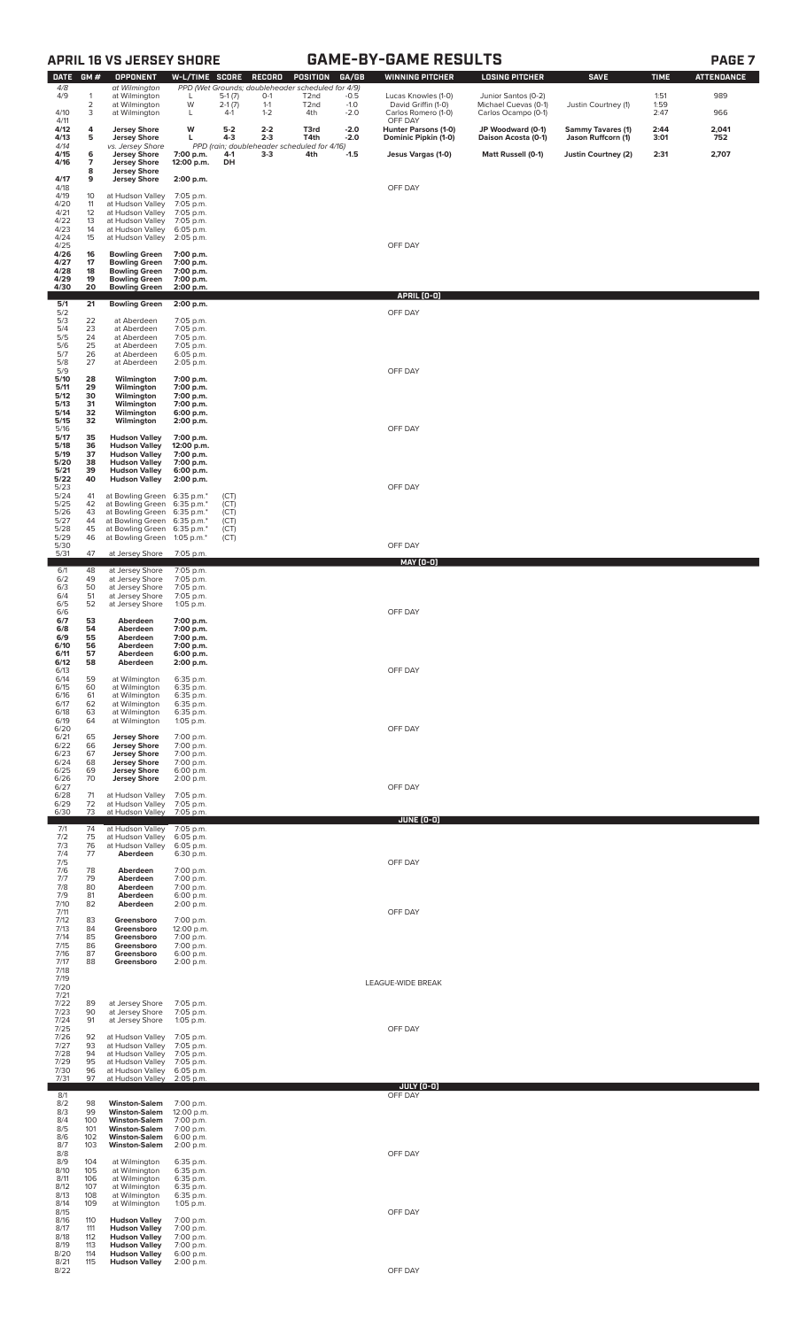## APRIL 16 VS JERSEY SHORE — GAME-BY-GAME RESULTS

| DATE | GM # | OPPONENT | W-L/TIME | SCORE | RECORD | POSITION | GA/GB | WINNING PITCHER | LOSING PITCHER | SAVE | TIME | ATTENDANCE |
|---|---|---|---|---|---|---|---|---|---|---|---|---|
| 4/8 | | at Wilmington | PPD (Wet Grounds; doubleheader scheduled for 4/9) | | | | | | | | | |
| 4/9 | 1 | at Wilmington | L | 5-1 (7) | 0-1 | T2nd | -0.5 | Lucas Knowles (1-0) | Junior Santos (0-2) | | 1:51 | 989 |
| | 2 | at Wilmington | W | 2-1 (7) | 1-1 | T2nd | -1.0 | David Griffin (1-0) | Michael Cuevas (0-1) | Justin Courtney (1) | 1:59 | |
| 4/10 | 3 | at Wilmington | L | 4-1 | 1-2 | 4th | -2.0 | Carlos Romero (1-0) | Carlos Ocampo (0-1) | | 2:47 | 966 |
| 4/11 | | | | | | | | OFF DAY | | | | |
| **4/12** | **4** | **Jersey Shore** | **W** | **5-2** | **2-2** | **T3rd** | **-2.0** | **Hunter Parsons (1-0)** | **JP Woodward (0-1)** | **Sammy Tavares (1)** | **2:44** | **2,041** |
| **4/13** | **5** | **Jersey Shore** | **L** | **4-3** | **2-3** | **T4th** | **-2.0** | **Dominic Pipkin (1-0)** | **Daison Acosta (0-1)** | **Jason Ruffcorn (1)** | **3:01** | **752** |
| 4/14 | | vs. Jersey Shore | PPD (rain; doubleheader scheduled for 4/16) | | | | | | | | | |
| **4/15** | **6** | **Jersey Shore** | **7:00 p.m.** | **4-1** | **3-3** | **4th** | **-1.5** | **Jesus Vargas (1-0)** | **Matt Russell (0-1)** | **Justin Courtney (2)** | **2:31** | **2,707** |
| **4/16** | **7** | **Jersey Shore** | **12:00 p.m.** | **DH** | | | | | | | | |
| | **8** | **Jersey Shore** | | | | | | | | | | |
| **4/17** | **9** | **Jersey Shore** | **2:00 p.m.** | | | | | | | | | |
| 4/18 | | | | | | | | OFF DAY | | | | |
| 4/19 | 10 | at Hudson Valley | 7:05 p.m. | | | | | | | | | |
| 4/20 | 11 | at Hudson Valley | 7:05 p.m. | | | | | | | | | |
| 4/21 | 12 | at Hudson Valley | 7:05 p.m. | | | | | | | | | |
| 4/22 | 13 | at Hudson Valley | 7:05 p.m. | | | | | | | | | |
| 4/23 | 14 | at Hudson Valley | 6:05 p.m. | | | | | | | | | |
| 4/24 | 15 | at Hudson Valley | 2:05 p.m. | | | | | | | | | |
| 4/25 | | | | | | | | OFF DAY | | | | |
| **4/26** | **16** | **Bowling Green** | **7:00 p.m.** | | | | | | | | | |
| **4/27** | **17** | **Bowling Green** | **7:00 p.m.** | | | | | | | | | |
| **4/28** | **18** | **Bowling Green** | **7:00 p.m.** | | | | | | | | | |
| **4/29** | **19** | **Bowling Green** | **7:00 p.m.** | | | | | | | | | |
| **4/30** | **20** | **Bowling Green** | **2:00 p.m.** | | | | | | | | | |
| | | | | | | | | **APRIL (0-0)** | | | | |
| **5/1** | **21** | **Bowling Green** | **2:00 p.m.** | | | | | | | | | |
| 5/2 | | | | | | | | OFF DAY | | | | |
| 5/3 | 22 | at Aberdeen | 7:05 p.m. | | | | | | | | | |
| 5/4 | 23 | at Aberdeen | 7:05 p.m. | | | | | | | | | |
| 5/5 | 24 | at Aberdeen | 7:05 p.m. | | | | | | | | | |
| 5/6 | 25 | at Aberdeen | 7:05 p.m. | | | | | | | | | |
| 5/7 | 26 | at Aberdeen | 6:05 p.m. | | | | | | | | | |
| 5/8 | 27 | at Aberdeen | 2:05 p.m. | | | | | | | | | |
| 5/9 | | | | | | | | OFF DAY | | | | |
| **5/10** | **28** | **Wilmington** | **7:00 p.m.** | | | | | | | | | |
| **5/11** | **29** | **Wilmington** | **7:00 p.m.** | | | | | | | | | |
| **5/12** | **30** | **Wilmington** | **7:00 p.m.** | | | | | | | | | |
| **5/13** | **31** | **Wilmington** | **7:00 p.m.** | | | | | | | | | |
| **5/14** | **32** | **Wilmington** | **6:00 p.m.** | | | | | | | | | |
| **5/15** | **32** | **Wilmington** | **2:00 p.m.** | | | | | | | | | |
| 5/16 | | | | | | | | OFF DAY | | | | |
| **5/17** | **35** | **Hudson Valley** | **7:00 p.m.** | | | | | | | | | |
| **5/18** | **36** | **Hudson Valley** | **12:00 p.m.** | | | | | | | | | |
| **5/19** | **37** | **Hudson Valley** | **7:00 p.m.** | | | | | | | | | |
| **5/20** | **38** | **Hudson Valley** | **7:00 p.m.** | | | | | | | | | |
| **5/21** | **39** | **Hudson Valley** | **6:00 p.m.** | | | | | | | | | |
| **5/22** | **40** | **Hudson Valley** | **2:00 p.m.** | | | | | | | | | |
| 5/23 | | | | | | | | OFF DAY | | | | |
| 5/24 | 41 | at Bowling Green | 6:35 p.m.* | (CT) | | | | | | | | |
| 5/25 | 42 | at Bowling Green | 6:35 p.m.* | (CT) | | | | | | | | |
| 5/26 | 43 | at Bowling Green | 6:35 p.m.* | (CT) | | | | | | | | |
| 5/27 | 44 | at Bowling Green | 6:35 p.m.* | (CT) | | | | | | | | |
| 5/28 | 45 | at Bowling Green | 6:35 p.m.* | (CT) | | | | | | | | |
| 5/29 | 46 | at Bowling Green | 1:05 p.m.* | (CT) | | | | | | | | |
| 5/30 | | | | | | | | OFF DAY | | | | |
| 5/31 | 47 | at Jersey Shore | 7:05 p.m. | | | | | | | | | |
| | | | | | | | | **MAY (0-0)** | | | | |
| 6/1 | 48 | at Jersey Shore | 7:05 p.m. | | | | | | | | | |
| 6/2 | 49 | at Jersey Shore | 7:05 p.m. | | | | | | | | | |
| 6/3 | 50 | at Jersey Shore | 7:05 p.m. | | | | | | | | | |
| 6/4 | 51 | at Jersey Shore | 7:05 p.m. | | | | | | | | | |
| 6/5 | 52 | at Jersey Shore | 1:05 p.m. | | | | | | | | | |
| 6/6 | | | | | | | | OFF DAY | | | | |
| **6/7** | **53** | **Aberdeen** | **7:00 p.m.** | | | | | | | | | |
| **6/8** | **54** | **Aberdeen** | **7:00 p.m.** | | | | | | | | | |
| **6/9** | **55** | **Aberdeen** | **7:00 p.m.** | | | | | | | | | |
| **6/10** | **56** | **Aberdeen** | **7:00 p.m.** | | | | | | | | | |
| **6/11** | **57** | **Aberdeen** | **6:00 p.m.** | | | | | | | | | |
| **6/12** | **58** | **Aberdeen** | **2:00 p.m.** | | | | | | | | | |
| 6/13 | | | | | | | | OFF DAY | | | | |
| 6/14 | 59 | at Wilmington | 6:35 p.m. | | | | | | | | | |
| 6/15 | 60 | at Wilmington | 6:35 p.m. | | | | | | | | | |
| 6/16 | 61 | at Wilmington | 6:35 p.m. | | | | | | | | | |
| 6/17 | 62 | at Wilmington | 6:35 p.m. | | | | | | | | | |
| 6/18 | 63 | at Wilmington | 6:35 p.m. | | | | | | | | | |
| 6/19 | 64 | at Wilmington | 1:05 p.m. | | | | | | | | | |
| 6/20 | | | | | | | | OFF DAY | | | | |
| 6/21 | 65 | **Jersey Shore** | 7:00 p.m. | | | | | | | | | |
| 6/22 | 66 | **Jersey Shore** | 7:00 p.m. | | | | | | | | | |
| 6/23 | 67 | **Jersey Shore** | 7:00 p.m. | | | | | | | | | |
| 6/24 | 68 | **Jersey Shore** | 7:00 p.m. | | | | | | | | | |
| 6/25 | 69 | **Jersey Shore** | 6:00 p.m. | | | | | | | | | |
| 6/26 | 70 | **Jersey Shore** | 2:00 p.m. | | | | | | | | | |
| 6/27 | | | | | | | | OFF DAY | | | | |
| 6/28 | 71 | at Hudson Valley | 7:05 p.m. | | | | | | | | | |
| 6/29 | 72 | at Hudson Valley | 7:05 p.m. | | | | | | | | | |
| 6/30 | 73 | at Hudson Valley | 7:05 p.m. | | | | | | | | | |
| | | | | | | | | **JUNE (0-0)** | | | | |
| 7/1 | 74 | at Hudson Valley | 7:05 p.m. | | | | | | | | | |
| 7/2 | 75 | at Hudson Valley | 6:05 p.m. | | | | | | | | | |
| 7/3 | 76 | at Hudson Valley | 6:05 p.m. | | | | | | | | | |
| 7/4 | 77 | **Aberdeen** | 6:30 p.m. | | | | | | | | | |
| 7/5 | | | | | | | | OFF DAY | | | | |
| 7/6 | 78 | **Aberdeen** | 7:00 p.m. | | | | | | | | | |
| 7/7 | 79 | **Aberdeen** | 7:00 p.m. | | | | | | | | | |
| 7/8 | 80 | **Aberdeen** | 7:00 p.m. | | | | | | | | | |
| 7/9 | 81 | **Aberdeen** | 6:00 p.m. | | | | | | | | | |
| 7/10 | 82 | **Aberdeen** | 2:00 p.m. | | | | | | | | | |
| 7/11 | | | | | | | | OFF DAY | | | | |
| 7/12 | 83 | **Greensboro** | 7:00 p.m. | | | | | | | | | |
| 7/13 | 84 | **Greensboro** | 12:00 p.m. | | | | | | | | | |
| 7/14 | 85 | **Greensboro** | 7:00 p.m. | | | | | | | | | |
| 7/15 | 86 | **Greensboro** | 7:00 p.m. | | | | | | | | | |
| 7/16 | 87 | **Greensboro** | 6:00 p.m. | | | | | | | | | |
| 7/17 | 88 | **Greensboro** | 2:00 p.m. | | | | | | | | | |
| 7/18 | | | | | | | | | | | | |
| 7/19 | | | | | | | | | | | | |
| 7/20 | | | | | | | | LEAGUE-WIDE BREAK | | | | |
| 7/21 | | | | | | | | | | | | |
| 7/22 | 89 | at Jersey Shore | 7:05 p.m. | | | | | | | | | |
| 7/23 | 90 | at Jersey Shore | 7:05 p.m. | | | | | | | | | |
| 7/24 | 91 | at Jersey Shore | 1:05 p.m. | | | | | | | | | |
| 7/25 | | | | | | | | OFF DAY | | | | |
| 7/26 | 92 | at Hudson Valley | 7:05 p.m. | | | | | | | | | |
| 7/27 | 93 | at Hudson Valley | 7:05 p.m. | | | | | | | | | |
| 7/28 | 94 | at Hudson Valley | 7:05 p.m. | | | | | | | | | |
| 7/29 | 95 | at Hudson Valley | 7:05 p.m. | | | | | | | | | |
| 7/30 | 96 | at Hudson Valley | 6:05 p.m. | | | | | | | | | |
| 7/31 | 97 | at Hudson Valley | 2:05 p.m. | | | | | | | | | |
| | | | | | | | | **JULY (0-0)** | | | | |
| 8/1 | | | | | | | | OFF DAY | | | | |
| 8/2 | 98 | **Winston-Salem** | 7:00 p.m. | | | | | | | | | |
| 8/3 | 99 | **Winston-Salem** | 12:00 p.m. | | | | | | | | | |
| 8/4 | 100 | **Winston-Salem** | 7:00 p.m. | | | | | | | | | |
| 8/5 | 101 | **Winston-Salem** | 7:00 p.m. | | | | | | | | | |
| 8/6 | 102 | **Winston-Salem** | 6:00 p.m. | | | | | | | | | |
| 8/7 | 103 | **Winston-Salem** | 2:00 p.m. | | | | | | | | | |
| 8/8 | | | | | | | | OFF DAY | | | | |
| 8/9 | 104 | at Wilmington | 6:35 p.m. | | | | | | | | | |
| 8/10 | 105 | at Wilmington | 6:35 p.m. | | | | | | | | | |
| 8/11 | 106 | at Wilmington | 6:35 p.m. | | | | | | | | | |
| 8/12 | 107 | at Wilmington | 6:35 p.m. | | | | | | | | | |
| 8/13 | 108 | at Wilmington | 6:35 p.m. | | | | | | | | | |
| 8/14 | 109 | at Wilmington | 1:05 p.m. | | | | | | | | | |
| 8/15 | | | | | | | | OFF DAY | | | | |
| 8/16 | 110 | **Hudson Valley** | 7:00 p.m. | | | | | | | | | |
| 8/17 | 111 | **Hudson Valley** | 7:00 p.m. | | | | | | | | | |
| 8/18 | 112 | **Hudson Valley** | 7:00 p.m. | | | | | | | | | |
| 8/19 | 113 | **Hudson Valley** | 7:00 p.m. | | | | | | | | | |
| 8/20 | 114 | **Hudson Valley** | 6:00 p.m. | | | | | | | | | |
| 8/21 | 115 | **Hudson Valley** | 2:00 p.m. | | | | | | | | | |
| 8/22 | | | | | | | | OFF DAY | | | | |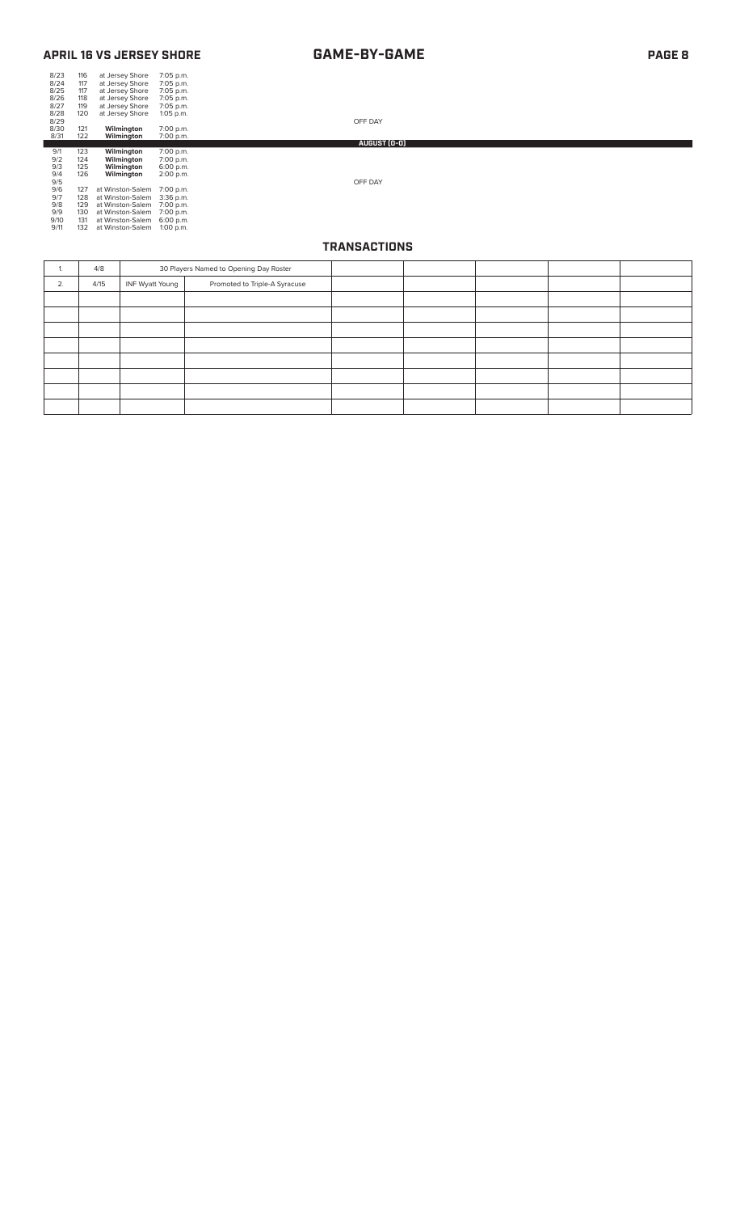## GAME-BY-GAME

| | | | | |
|---|---|---|---|---|
| 8/23 | 116 | at Jersey Shore | 7:05 p.m. | |
| 8/24 | 117 | at Jersey Shore | 7:05 p.m. | |
| 8/25 | 117 | at Jersey Shore | 7:05 p.m. | |
| 8/26 | 118 | at Jersey Shore | 7:05 p.m. | |
| 8/27 | 119 | at Jersey Shore | 7:05 p.m. | |
| 8/28 | 120 | at Jersey Shore | 1:05 p.m. | |
| 8/29 | | | | OFF DAY |
| 8/30 | 121 | **Wilmington** | 7:00 p.m. | |
| 8/31 | 122 | **Wilmington** | 7:00 p.m. | |

**AUGUST (0-0)**

| | | | | |
|---|---|---|---|---|
| 9/1 | 123 | **Wilmington** | 7:00 p.m. | |
| 9/2 | 124 | **Wilmington** | 7:00 p.m. | |
| 9/3 | 125 | **Wilmington** | 6:00 p.m. | |
| 9/4 | 126 | **Wilmington** | 2:00 p.m. | |
| 9/5 | | | | OFF DAY |
| 9/6 | 127 | at Winston-Salem | 7:00 p.m. | |
| 9/7 | 128 | at Winston-Salem | 3:36 p.m. | |
| 9/8 | 129 | at Winston-Salem | 7:00 p.m. | |
| 9/9 | 130 | at Winston-Salem | 7:00 p.m. | |
| 9/10 | 131 | at Winston-Salem | 6:00 p.m. | |
| 9/11 | 132 | at Winston-Salem | 1:00 p.m. | |

## TRANSACTIONS

| | | | | | | | | |
|---|---|---|---|---|---|---|---|---|
| 1. | 4/8 | 30 Players Named to Opening Day Roster | | | | | | |
| 2. | 4/15 | INF Wyatt Young | Promoted to Triple-A Syracuse | | | | | |
| | | | | | | | | |
| | | | | | | | | |
| | | | | | | | | |
| | | | | | | | | |
| | | | | | | | | |
| | | | | | | | | |
| | | | | | | | | |
| | | | | | | | | |